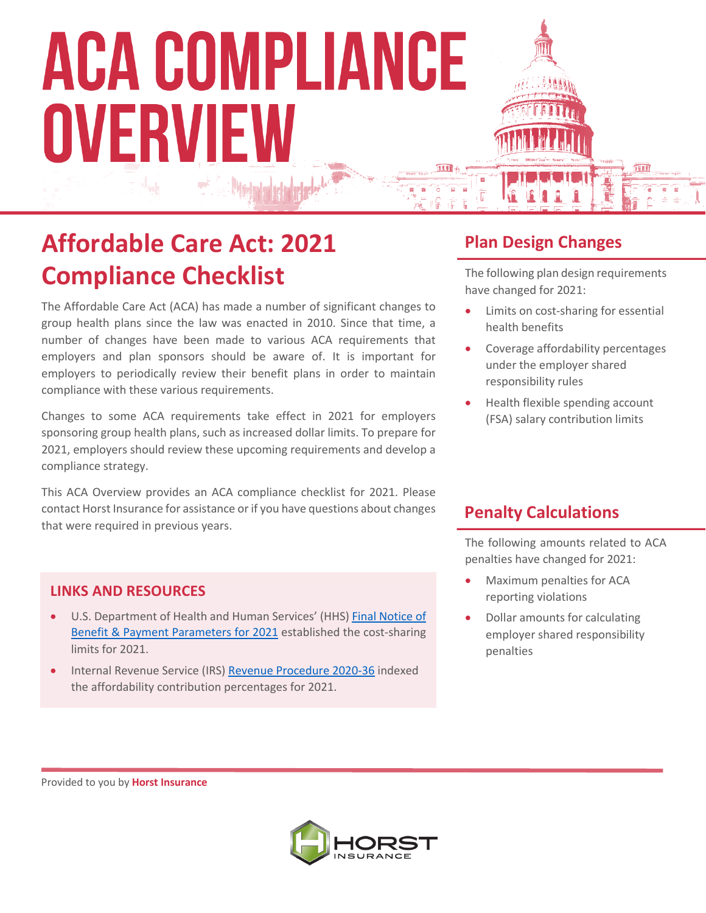# ACA COMPLIANCE OVERVIEW

## Affordable Care Act: 2021 Compliance Checklist

The Affordable Care Act (ACA) has made a number of significant changes to group health plans since the law was enacted in 2010. Since that time, a number of changes have been made to various ACA requirements that employers and plan sponsors should be aware of. It is important for employers to periodically review their benefit plans in order to maintain compliance with these various requirements.

Changes to some ACA requirements take effect in 2021 for employers sponsoring group health plans, such as increased dollar limits. To prepare for 2021, employers should review these upcoming requirements and develop a compliance strategy.

This ACA Overview provides an ACA compliance checklist for 2021. Please contact Horst Insurance for assistance or if you have questions about changes that were required in previous years.

### LINKS AND RESOURCES

- U.S. Department of Health and Human Services' (HHS) Final Notice of Benefit & Payment Parameters for 2021 established the cost-sharing limits for 2021.
- Internal Revenue Service (IRS) Revenue Procedure 2020-36 indexed the affordability contribution percentages for 2021.

## Plan Design Changes

The following plan design requirements have changed for 2021:

- Limits on cost-sharing for essential health benefits
- Coverage affordability percentages under the employer shared responsibility rules
- Health flexible spending account (FSA) salary contribution limits

## Penalty Calculations

The following amounts related to ACA penalties have changed for 2021:

- Maximum penalties for ACA reporting violations
- Dollar amounts for calculating employer shared responsibility penalties

Provided to you by **Horst Insurance**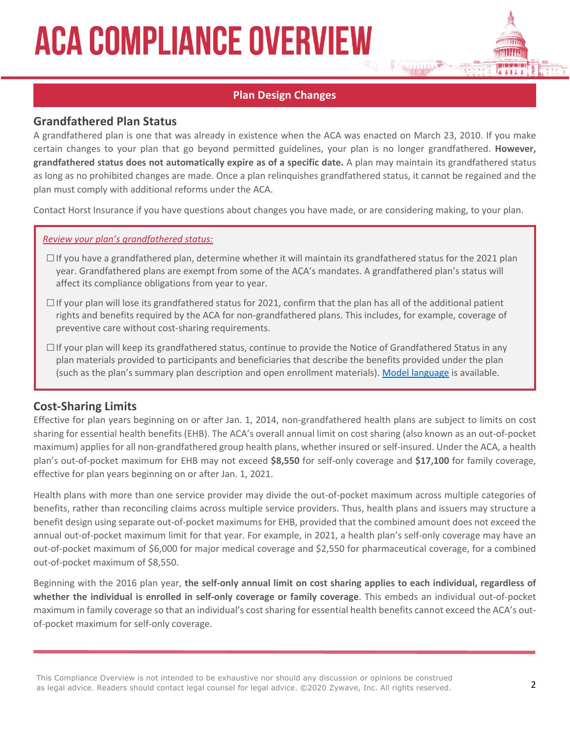## Plan Design Changes

### Grandfathered Plan Status

A grandfathered plan is one that was already in existence when the ACA was enacted on March 23, 2010. If you make certain changes to your plan that go beyond permitted guidelines, your plan is no longer grandfathered. **However, grandfathered status does not automatically expire as of a specific date.** A plan may maintain its grandfathered status as long as no prohibited changes are made. Once a plan relinquishes grandfathered status, it cannot be regained and the plan must comply with additional reforms under the ACA.

Contact Horst Insurance if you have questions about changes you have made, or are considering making, to your plan.

*Review your plan's grandfathered status:*

- ☐ If you have a grandfathered plan, determine whether it will maintain its grandfathered status for the 2021 plan year. Grandfathered plans are exempt from some of the ACA's mandates. A grandfathered plan's status will affect its compliance obligations from year to year.
- ☐ If your plan will lose its grandfathered status for 2021, confirm that the plan has all of the additional patient rights and benefits required by the ACA for non-grandfathered plans. This includes, for example, coverage of preventive care without cost-sharing requirements.
- ☐ If your plan will keep its grandfathered status, continue to provide the Notice of Grandfathered Status in any plan materials provided to participants and beneficiaries that describe the benefits provided under the plan (such as the plan's summary plan description and open enrollment materials). Model language is available.

### Cost-Sharing Limits

Effective for plan years beginning on or after Jan. 1, 2014, non-grandfathered health plans are subject to limits on cost sharing for essential health benefits (EHB). The ACA's overall annual limit on cost sharing (also known as an out-of-pocket maximum) applies for all non-grandfathered group health plans, whether insured or self-insured. Under the ACA, a health plan's out-of-pocket maximum for EHB may not exceed **$8,550** for self-only coverage and **$17,100** for family coverage, effective for plan years beginning on or after Jan. 1, 2021.

Health plans with more than one service provider may divide the out-of-pocket maximum across multiple categories of benefits, rather than reconciling claims across multiple service providers. Thus, health plans and issuers may structure a benefit design using separate out-of-pocket maximums for EHB, provided that the combined amount does not exceed the annual out-of-pocket maximum limit for that year. For example, in 2021, a health plan's self-only coverage may have an out-of-pocket maximum of $6,000 for major medical coverage and $2,550 for pharmaceutical coverage, for a combined out-of-pocket maximum of $8,550.

Beginning with the 2016 plan year, **the self-only annual limit on cost sharing applies to each individual, regardless of whether the individual is enrolled in self-only coverage or family coverage**. This embeds an individual out-of-pocket maximum in family coverage so that an individual's cost sharing for essential health benefits cannot exceed the ACA's out-of-pocket maximum for self-only coverage.

This Compliance Overview is not intended to be exhaustive nor should any discussion or opinions be construed as legal advice. Readers should contact legal counsel for legal advice. ©2020 Zywave, Inc. All rights reserved.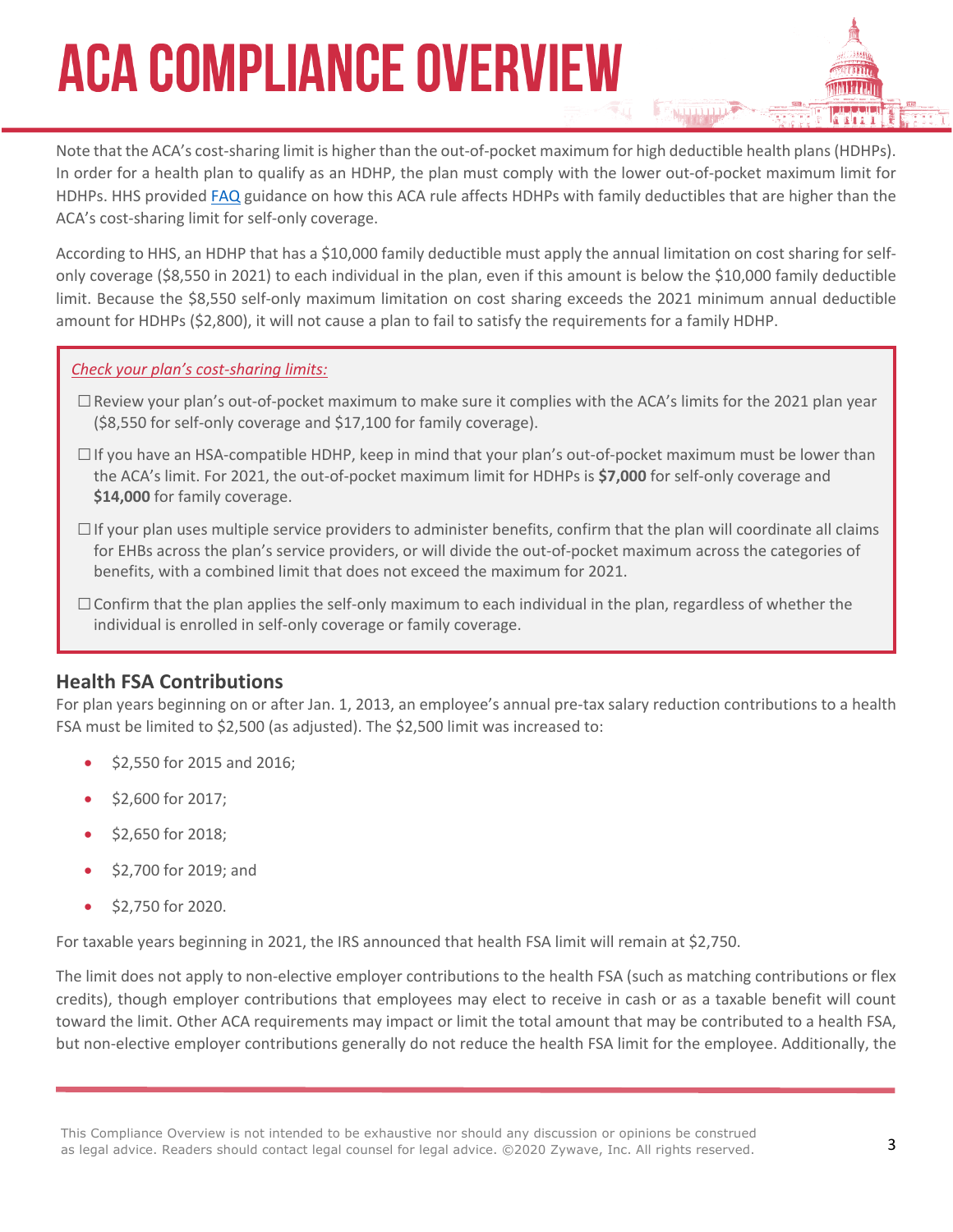Note that the ACA's cost-sharing limit is higher than the out-of-pocket maximum for high deductible health plans (HDHPs). In order for a health plan to qualify as an HDHP, the plan must comply with the lower out-of-pocket maximum limit for HDHPs. HHS provided FAQ guidance on how this ACA rule affects HDHPs with family deductibles that are higher than the ACA's cost-sharing limit for self-only coverage.

According to HHS, an HDHP that has a $10,000 family deductible must apply the annual limitation on cost sharing for self-only coverage ($8,550 in 2021) to each individual in the plan, even if this amount is below the $10,000 family deductible limit. Because the $8,550 self-only maximum limitation on cost sharing exceeds the 2021 minimum annual deductible amount for HDHPs ($2,800), it will not cause a plan to fail to satisfy the requirements for a family HDHP.

*Check your plan's cost-sharing limits:*

- ☐ Review your plan's out-of-pocket maximum to make sure it complies with the ACA's limits for the 2021 plan year ($8,550 for self-only coverage and $17,100 for family coverage).
- ☐ If you have an HSA-compatible HDHP, keep in mind that your plan's out-of-pocket maximum must be lower than the ACA's limit. For 2021, the out-of-pocket maximum limit for HDHPs is **$7,000** for self-only coverage and **$14,000** for family coverage.
- ☐ If your plan uses multiple service providers to administer benefits, confirm that the plan will coordinate all claims for EHBs across the plan's service providers, or will divide the out-of-pocket maximum across the categories of benefits, with a combined limit that does not exceed the maximum for 2021.
- ☐ Confirm that the plan applies the self-only maximum to each individual in the plan, regardless of whether the individual is enrolled in self-only coverage or family coverage.

## Health FSA Contributions

For plan years beginning on or after Jan. 1, 2013, an employee's annual pre-tax salary reduction contributions to a health FSA must be limited to $2,500 (as adjusted). The $2,500 limit was increased to:

- $2,550 for 2015 and 2016;
- $2,600 for 2017;
- $2,650 for 2018;
- $2,700 for 2019; and
- $2,750 for 2020.

For taxable years beginning in 2021, the IRS announced that health FSA limit will remain at $2,750.

The limit does not apply to non-elective employer contributions to the health FSA (such as matching contributions or flex credits), though employer contributions that employees may elect to receive in cash or as a taxable benefit will count toward the limit. Other ACA requirements may impact or limit the total amount that may be contributed to a health FSA, but non-elective employer contributions generally do not reduce the health FSA limit for the employee. Additionally, the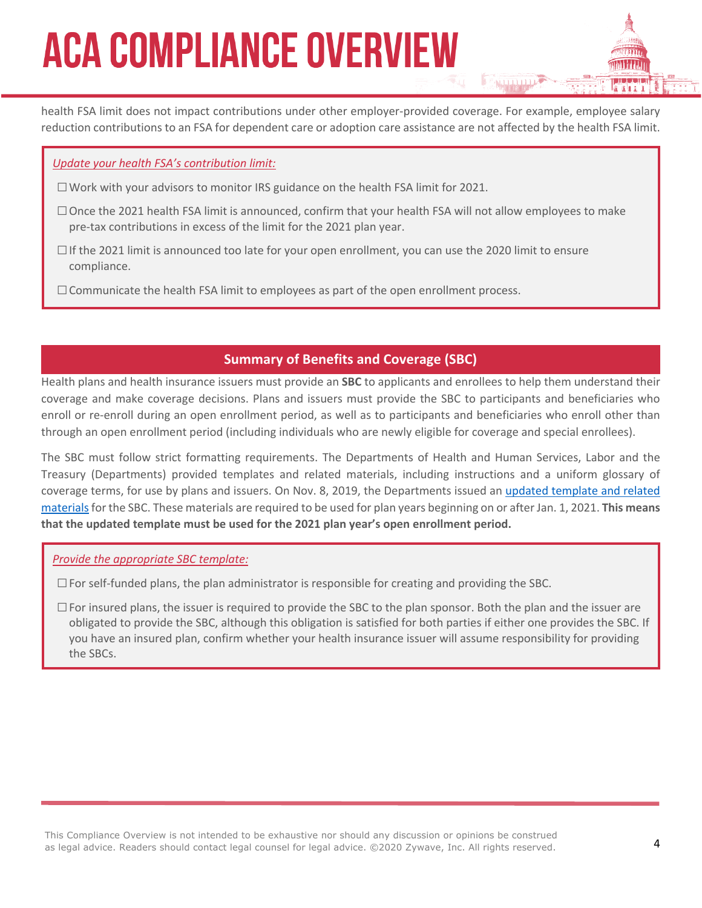health FSA limit does not impact contributions under other employer-provided coverage. For example, employee salary reduction contributions to an FSA for dependent care or adoption care assistance are not affected by the health FSA limit.

*Update your health FSA's contribution limit:*

☐ Work with your advisors to monitor IRS guidance on the health FSA limit for 2021.

☐ Once the 2021 health FSA limit is announced, confirm that your health FSA will not allow employees to make pre-tax contributions in excess of the limit for the 2021 plan year.

☐ If the 2021 limit is announced too late for your open enrollment, you can use the 2020 limit to ensure compliance.

☐ Communicate the health FSA limit to employees as part of the open enrollment process.

## Summary of Benefits and Coverage (SBC)

Health plans and health insurance issuers must provide an **SBC** to applicants and enrollees to help them understand their coverage and make coverage decisions. Plans and issuers must provide the SBC to participants and beneficiaries who enroll or re-enroll during an open enrollment period, as well as to participants and beneficiaries who enroll other than through an open enrollment period (including individuals who are newly eligible for coverage and special enrollees).

The SBC must follow strict formatting requirements. The Departments of Health and Human Services, Labor and the Treasury (Departments) provided templates and related materials, including instructions and a uniform glossary of coverage terms, for use by plans and issuers. On Nov. 8, 2019, the Departments issued an updated template and related materials for the SBC. These materials are required to be used for plan years beginning on or after Jan. 1, 2021. **This means that the updated template must be used for the 2021 plan year's open enrollment period.**

*Provide the appropriate SBC template:*

☐ For self-funded plans, the plan administrator is responsible for creating and providing the SBC.

☐ For insured plans, the issuer is required to provide the SBC to the plan sponsor. Both the plan and the issuer are obligated to provide the SBC, although this obligation is satisfied for both parties if either one provides the SBC. If you have an insured plan, confirm whether your health insurance issuer will assume responsibility for providing the SBCs.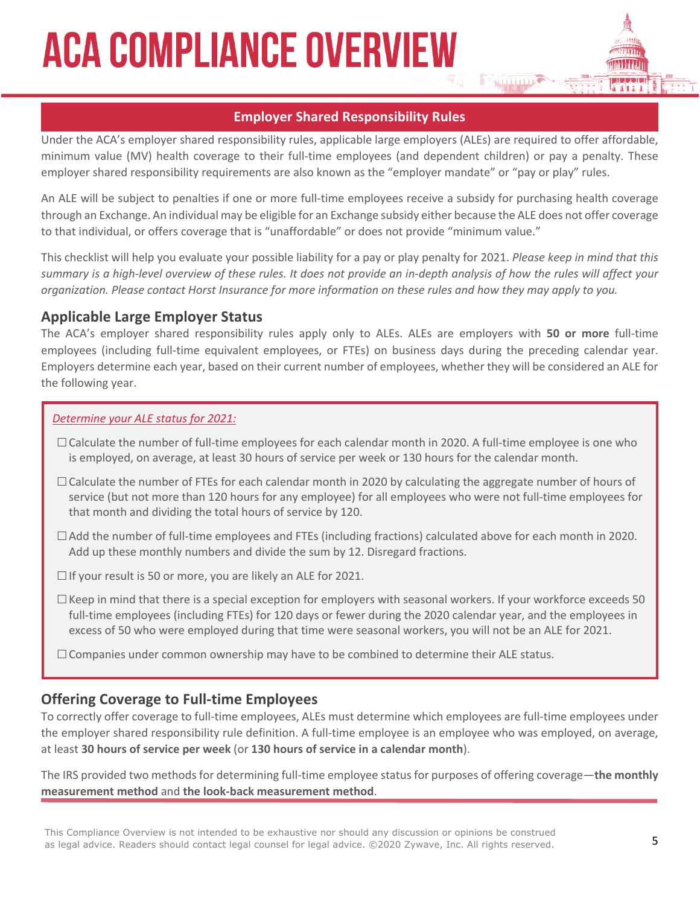# ACA COMPLIANCE OVERVIEW

## Employer Shared Responsibility Rules

Under the ACA's employer shared responsibility rules, applicable large employers (ALEs) are required to offer affordable, minimum value (MV) health coverage to their full-time employees (and dependent children) or pay a penalty. These employer shared responsibility requirements are also known as the "employer mandate" or "pay or play" rules.

An ALE will be subject to penalties if one or more full-time employees receive a subsidy for purchasing health coverage through an Exchange. An individual may be eligible for an Exchange subsidy either because the ALE does not offer coverage to that individual, or offers coverage that is "unaffordable" or does not provide "minimum value."

This checklist will help you evaluate your possible liability for a pay or play penalty for 2021. *Please keep in mind that this summary is a high-level overview of these rules. It does not provide an in-depth analysis of how the rules will affect your organization. Please contact Horst Insurance for more information on these rules and how they may apply to you.*

### Applicable Large Employer Status

The ACA's employer shared responsibility rules apply only to ALEs. ALEs are employers with **50 or more** full-time employees (including full-time equivalent employees, or FTEs) on business days during the preceding calendar year. Employers determine each year, based on their current number of employees, whether they will be considered an ALE for the following year.

*Determine your ALE status for 2021:*

- ☐ Calculate the number of full-time employees for each calendar month in 2020. A full-time employee is one who is employed, on average, at least 30 hours of service per week or 130 hours for the calendar month.
- ☐ Calculate the number of FTEs for each calendar month in 2020 by calculating the aggregate number of hours of service (but not more than 120 hours for any employee) for all employees who were not full-time employees for that month and dividing the total hours of service by 120.
- ☐ Add the number of full-time employees and FTEs (including fractions) calculated above for each month in 2020. Add up these monthly numbers and divide the sum by 12. Disregard fractions.
- ☐ If your result is 50 or more, you are likely an ALE for 2021.
- ☐ Keep in mind that there is a special exception for employers with seasonal workers. If your workforce exceeds 50 full-time employees (including FTEs) for 120 days or fewer during the 2020 calendar year, and the employees in excess of 50 who were employed during that time were seasonal workers, you will not be an ALE for 2021.
- ☐ Companies under common ownership may have to be combined to determine their ALE status.

### Offering Coverage to Full-time Employees

To correctly offer coverage to full-time employees, ALEs must determine which employees are full-time employees under the employer shared responsibility rule definition. A full-time employee is an employee who was employed, on average, at least **30 hours of service per week** (or **130 hours of service in a calendar month**).

The IRS provided two methods for determining full-time employee status for purposes of offering coverage—**the monthly measurement method** and **the look-back measurement method**.

This Compliance Overview is not intended to be exhaustive nor should any discussion or opinions be construed as legal advice. Readers should contact legal counsel for legal advice. ©2020 Zywave, Inc. All rights reserved.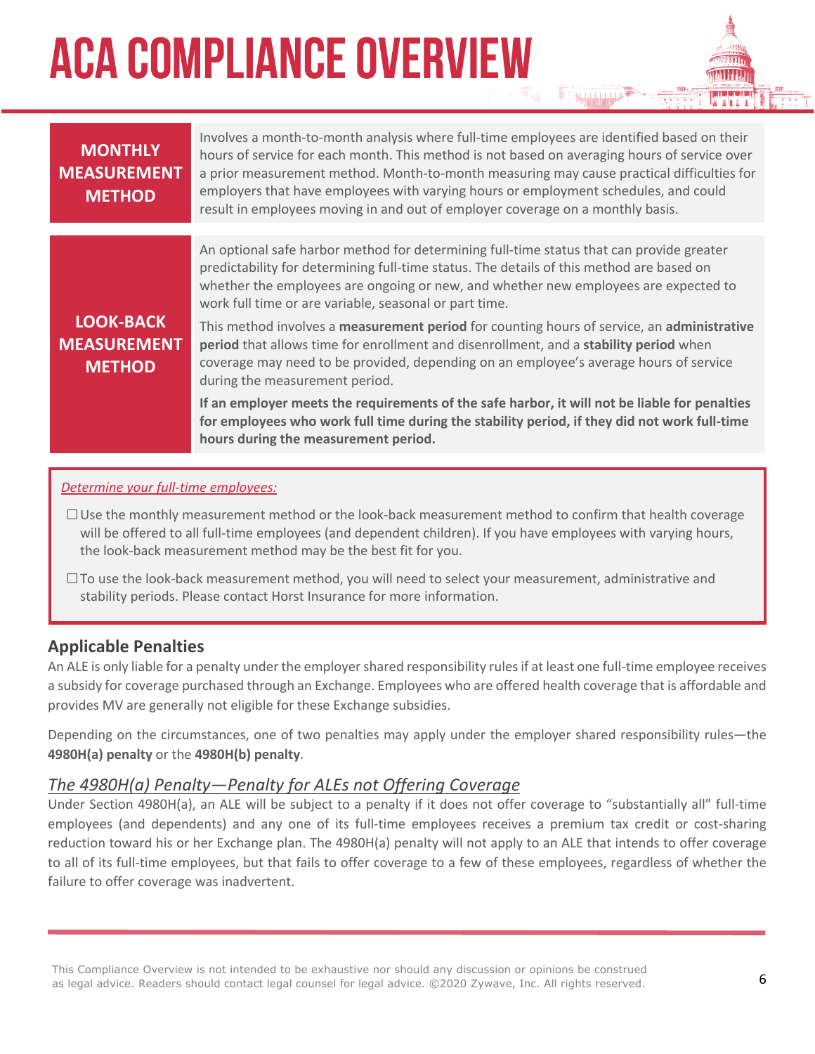| | |
|---|---|
| **MONTHLY MEASUREMENT METHOD** | Involves a month-to-month analysis where full-time employees are identified based on their hours of service for each month. This method is not based on averaging hours of service over a prior measurement method. Month-to-month measuring may cause practical difficulties for employers that have employees with varying hours or employment schedules, and could result in employees moving in and out of employer coverage on a monthly basis. |
| **LOOK-BACK MEASUREMENT METHOD** | An optional safe harbor method for determining full-time status that can provide greater predictability for determining full-time status. The details of this method are based on whether the employees are ongoing or new, and whether new employees are expected to work full time or are variable, seasonal or part time.<br><br>This method involves a **measurement period** for counting hours of service, an **administrative period** that allows time for enrollment and disenrollment, and a **stability period** when coverage may need to be provided, depending on an employee's average hours of service during the measurement period.<br><br>**If an employer meets the requirements of the safe harbor, it will not be liable for penalties for employees who work full time during the stability period, if they did not work full-time hours during the measurement period.** |

*Determine your full-time employees:*

- ☐ Use the monthly measurement method or the look-back measurement method to confirm that health coverage will be offered to all full-time employees (and dependent children). If you have employees with varying hours, the look-back measurement method may be the best fit for you.
- ☐ To use the look-back measurement method, you will need to select your measurement, administrative and stability periods. Please contact Horst Insurance for more information.

## Applicable Penalties

An ALE is only liable for a penalty under the employer shared responsibility rules if at least one full-time employee receives a subsidy for coverage purchased through an Exchange. Employees who are offered health coverage that is affordable and provides MV are generally not eligible for these Exchange subsidies.

Depending on the circumstances, one of two penalties may apply under the employer shared responsibility rules—the **4980H(a) penalty** or the **4980H(b) penalty**.

### *The 4980H(a) Penalty—Penalty for ALEs not Offering Coverage*

Under Section 4980H(a), an ALE will be subject to a penalty if it does not offer coverage to "substantially all" full-time employees (and dependents) and any one of its full-time employees receives a premium tax credit or cost-sharing reduction toward his or her Exchange plan. The 4980H(a) penalty will not apply to an ALE that intends to offer coverage to all of its full-time employees, but that fails to offer coverage to a few of these employees, regardless of whether the failure to offer coverage was inadvertent.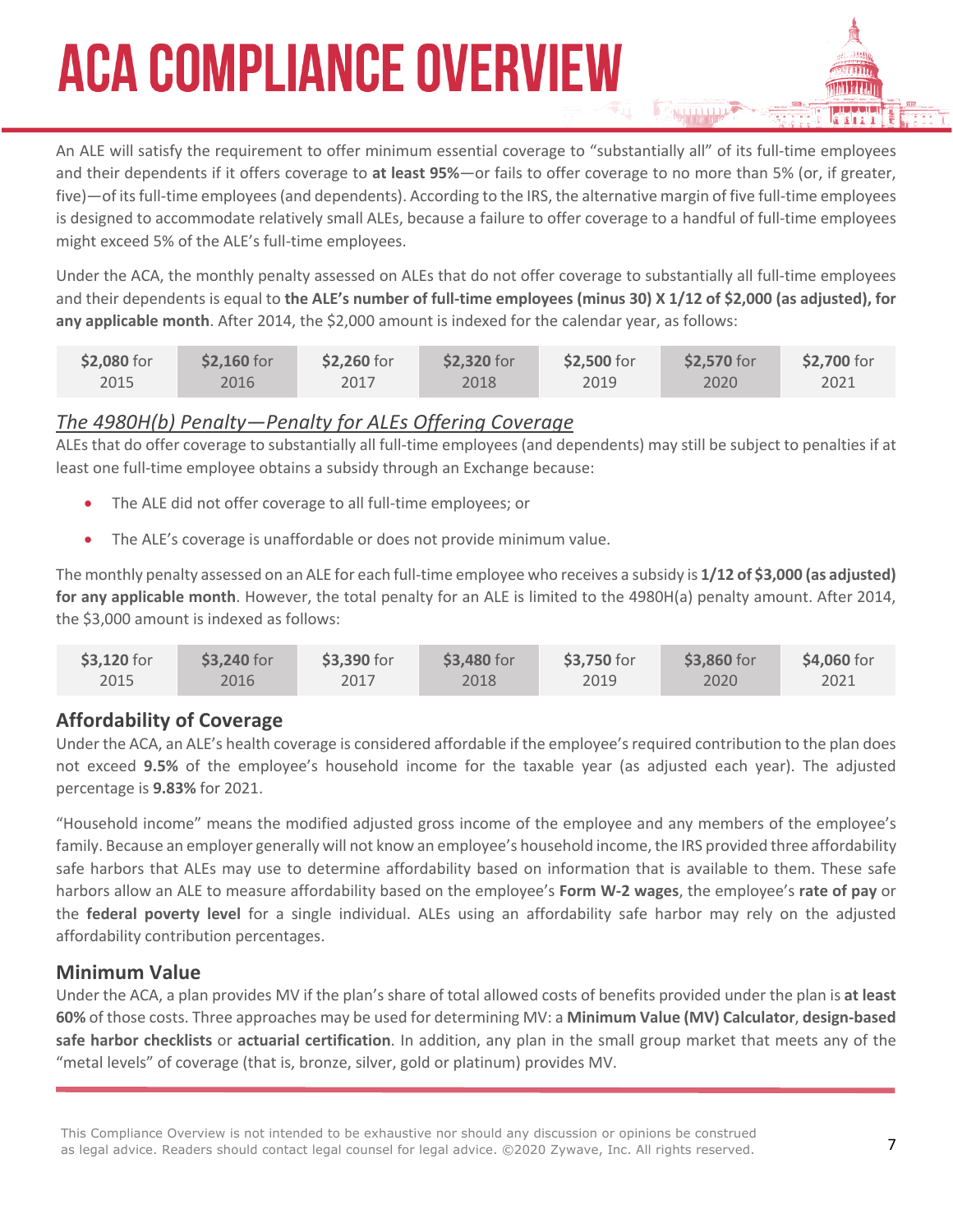# ACA COMPLIANCE OVERVIEW

An ALE will satisfy the requirement to offer minimum essential coverage to "substantially all" of its full-time employees and their dependents if it offers coverage to **at least 95%**—or fails to offer coverage to no more than 5% (or, if greater, five)—of its full-time employees (and dependents). According to the IRS, the alternative margin of five full-time employees is designed to accommodate relatively small ALEs, because a failure to offer coverage to a handful of full-time employees might exceed 5% of the ALE's full-time employees.

Under the ACA, the monthly penalty assessed on ALEs that do not offer coverage to substantially all full-time employees and their dependents is equal to **the ALE's number of full-time employees (minus 30) X 1/12 of $2,000 (as adjusted), for any applicable month**. After 2014, the $2,000 amount is indexed for the calendar year, as follows:

| **$2,080** for 2015 | **$2,160** for 2016 | **$2,260** for 2017 | **$2,320** for 2018 | **$2,500** for 2019 | **$2,570** for 2020 | **$2,700** for 2021 |
|---|---|---|---|---|---|---|

### *The 4980H(b) Penalty—Penalty for ALEs Offering Coverage*

ALEs that do offer coverage to substantially all full-time employees (and dependents) may still be subject to penalties if at least one full-time employee obtains a subsidy through an Exchange because:

- The ALE did not offer coverage to all full-time employees; or
- The ALE's coverage is unaffordable or does not provide minimum value.

The monthly penalty assessed on an ALE for each full-time employee who receives a subsidy is **1/12 of $3,000 (as adjusted) for any applicable month**. However, the total penalty for an ALE is limited to the 4980H(a) penalty amount. After 2014, the $3,000 amount is indexed as follows:

| **$3,120** for 2015 | **$3,240** for 2016 | **$3,390** for 2017 | **$3,480** for 2018 | **$3,750** for 2019 | **$3,860** for 2020 | **$4,060** for 2021 |
|---|---|---|---|---|---|---|

## Affordability of Coverage

Under the ACA, an ALE's health coverage is considered affordable if the employee's required contribution to the plan does not exceed **9.5%** of the employee's household income for the taxable year (as adjusted each year). The adjusted percentage is **9.83%** for 2021.

"Household income" means the modified adjusted gross income of the employee and any members of the employee's family. Because an employer generally will not know an employee's household income, the IRS provided three affordability safe harbors that ALEs may use to determine affordability based on information that is available to them. These safe harbors allow an ALE to measure affordability based on the employee's **Form W-2 wages**, the employee's **rate of pay** or the **federal poverty level** for a single individual. ALEs using an affordability safe harbor may rely on the adjusted affordability contribution percentages.

## Minimum Value

Under the ACA, a plan provides MV if the plan's share of total allowed costs of benefits provided under the plan is **at least 60%** of those costs. Three approaches may be used for determining MV: a **Minimum Value (MV) Calculator**, **design-based safe harbor checklists** or **actuarial certification**. In addition, any plan in the small group market that meets any of the "metal levels" of coverage (that is, bronze, silver, gold or platinum) provides MV.

This Compliance Overview is not intended to be exhaustive nor should any discussion or opinions be construed as legal advice. Readers should contact legal counsel for legal advice. ©2020 Zywave, Inc. All rights reserved.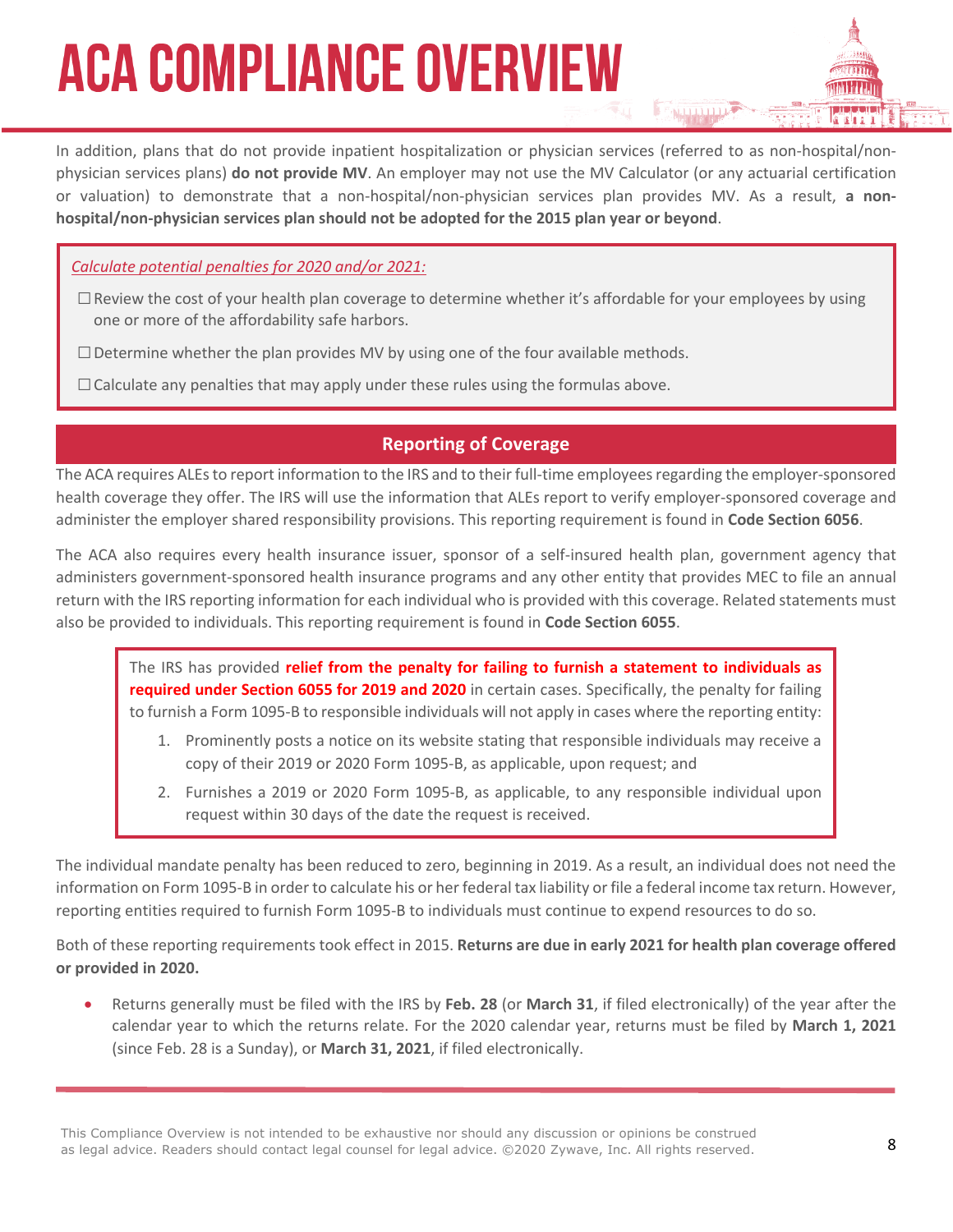In addition, plans that do not provide inpatient hospitalization or physician services (referred to as non-hospital/non-physician services plans) **do not provide MV**. An employer may not use the MV Calculator (or any actuarial certification or valuation) to demonstrate that a non-hospital/non-physician services plan provides MV. As a result, **a non-hospital/non-physician services plan should not be adopted for the 2015 plan year or beyond**.

*Calculate potential penalties for 2020 and/or 2021:*

☐ Review the cost of your health plan coverage to determine whether it's affordable for your employees by using one or more of the affordability safe harbors.

☐ Determine whether the plan provides MV by using one of the four available methods.

☐ Calculate any penalties that may apply under these rules using the formulas above.

## Reporting of Coverage

The ACA requires ALEs to report information to the IRS and to their full-time employees regarding the employer-sponsored health coverage they offer. The IRS will use the information that ALEs report to verify employer-sponsored coverage and administer the employer shared responsibility provisions. This reporting requirement is found in **Code Section 6056**.

The ACA also requires every health insurance issuer, sponsor of a self-insured health plan, government agency that administers government-sponsored health insurance programs and any other entity that provides MEC to file an annual return with the IRS reporting information for each individual who is provided with this coverage. Related statements must also be provided to individuals. This reporting requirement is found in **Code Section 6055**.

> The IRS has provided **relief from the penalty for failing to furnish a statement to individuals as required under Section 6055 for 2019 and 2020** in certain cases. Specifically, the penalty for failing to furnish a Form 1095-B to responsible individuals will not apply in cases where the reporting entity:
>
> 1. Prominently posts a notice on its website stating that responsible individuals may receive a copy of their 2019 or 2020 Form 1095-B, as applicable, upon request; and
> 2. Furnishes a 2019 or 2020 Form 1095-B, as applicable, to any responsible individual upon request within 30 days of the date the request is received.

The individual mandate penalty has been reduced to zero, beginning in 2019. As a result, an individual does not need the information on Form 1095-B in order to calculate his or her federal tax liability or file a federal income tax return. However, reporting entities required to furnish Form 1095-B to individuals must continue to expend resources to do so.

Both of these reporting requirements took effect in 2015. **Returns are due in early 2021 for health plan coverage offered or provided in 2020.**

- Returns generally must be filed with the IRS by **Feb. 28** (or **March 31**, if filed electronically) of the year after the calendar year to which the returns relate. For the 2020 calendar year, returns must be filed by **March 1, 2021** (since Feb. 28 is a Sunday), or **March 31, 2021**, if filed electronically.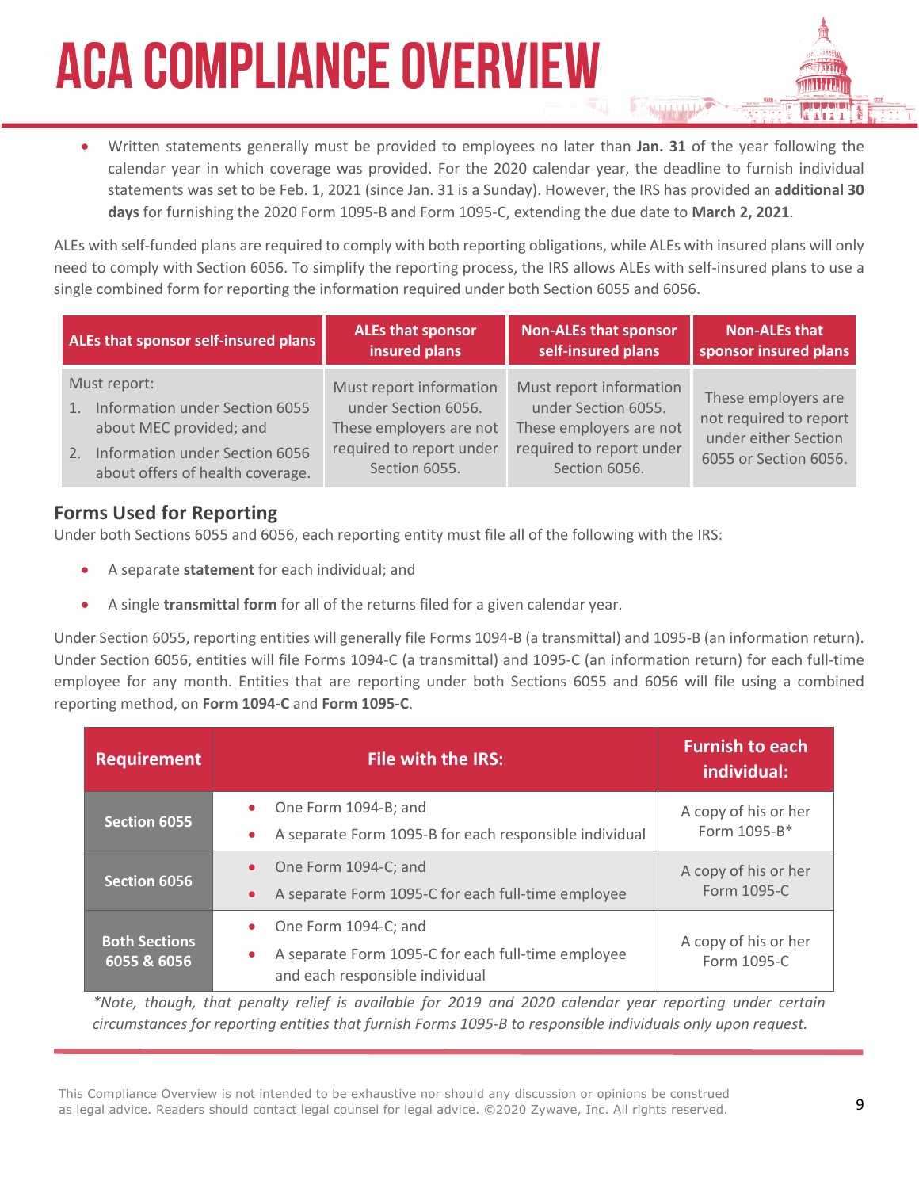- Written statements generally must be provided to employees no later than **Jan. 31** of the year following the calendar year in which coverage was provided. For the 2020 calendar year, the deadline to furnish individual statements was set to be Feb. 1, 2021 (since Jan. 31 is a Sunday). However, the IRS has provided an **additional 30 days** for furnishing the 2020 Form 1095-B and Form 1095-C, extending the due date to **March 2, 2021**.

ALEs with self-funded plans are required to comply with both reporting obligations, while ALEs with insured plans will only need to comply with Section 6056. To simplify the reporting process, the IRS allows ALEs with self-insured plans to use a single combined form for reporting the information required under both Section 6055 and 6056.

| ALEs that sponsor self-insured plans | ALEs that sponsor insured plans | Non-ALEs that sponsor self-insured plans | Non-ALEs that sponsor insured plans |
|---|---|---|---|
| Must report:<br>1. Information under Section 6055 about MEC provided; and<br>2. Information under Section 6056 about offers of health coverage. | Must report information under Section 6056. These employers are not required to report under Section 6055. | Must report information under Section 6055. These employers are not required to report under Section 6056. | These employers are not required to report under either Section 6055 or Section 6056. |

## Forms Used for Reporting

Under both Sections 6055 and 6056, each reporting entity must file all of the following with the IRS:

- A separate **statement** for each individual; and
- A single **transmittal form** for all of the returns filed for a given calendar year.

Under Section 6055, reporting entities will generally file Forms 1094-B (a transmittal) and 1095-B (an information return). Under Section 6056, entities will file Forms 1094-C (a transmittal) and 1095-C (an information return) for each full-time employee for any month. Entities that are reporting under both Sections 6055 and 6056 will file using a combined reporting method, on **Form 1094-C** and **Form 1095-C**.

| Requirement | File with the IRS: | Furnish to each individual: |
|---|---|---|
| **Section 6055** | • One Form 1094-B; and<br>• A separate Form 1095-B for each responsible individual | A copy of his or her Form 1095-B* |
| **Section 6056** | • One Form 1094-C; and<br>• A separate Form 1095-C for each full-time employee | A copy of his or her Form 1095-C |
| **Both Sections 6055 & 6056** | • One Form 1094-C; and<br>• A separate Form 1095-C for each full-time employee and each responsible individual | A copy of his or her Form 1095-C |

*\*Note, though, that penalty relief is available for 2019 and 2020 calendar year reporting under certain circumstances for reporting entities that furnish Forms 1095-B to responsible individuals only upon request.*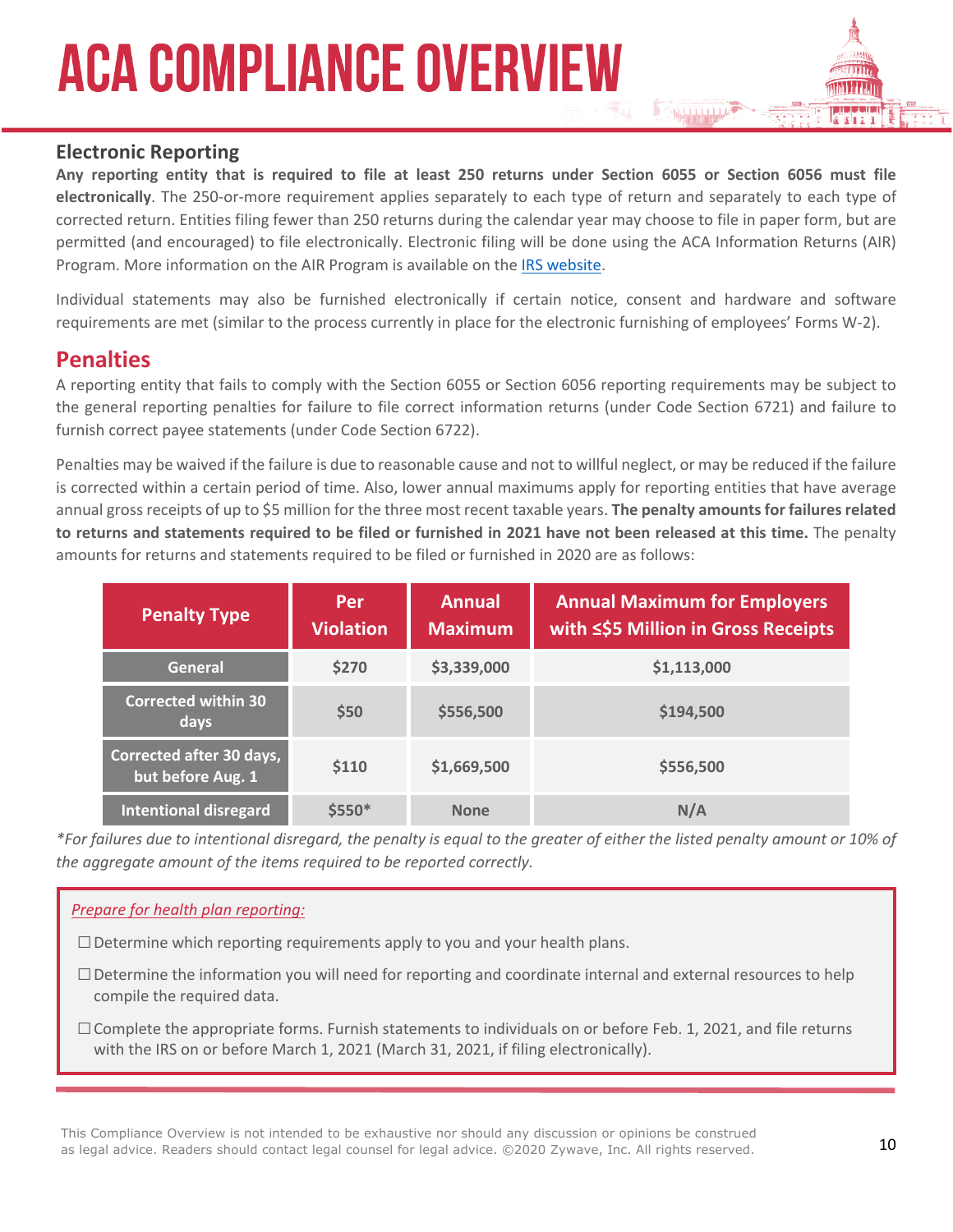## Electronic Reporting

**Any reporting entity that is required to file at least 250 returns under Section 6055 or Section 6056 must file electronically**. The 250-or-more requirement applies separately to each type of return and separately to each type of corrected return. Entities filing fewer than 250 returns during the calendar year may choose to file in paper form, but are permitted (and encouraged) to file electronically. Electronic filing will be done using the ACA Information Returns (AIR) Program. More information on the AIR Program is available on the IRS website.

Individual statements may also be furnished electronically if certain notice, consent and hardware and software requirements are met (similar to the process currently in place for the electronic furnishing of employees' Forms W-2).

## Penalties

A reporting entity that fails to comply with the Section 6055 or Section 6056 reporting requirements may be subject to the general reporting penalties for failure to file correct information returns (under Code Section 6721) and failure to furnish correct payee statements (under Code Section 6722).

Penalties may be waived if the failure is due to reasonable cause and not to willful neglect, or may be reduced if the failure is corrected within a certain period of time. Also, lower annual maximums apply for reporting entities that have average annual gross receipts of up to $5 million for the three most recent taxable years. **The penalty amounts for failures related to returns and statements required to be filed or furnished in 2021 have not been released at this time.** The penalty amounts for returns and statements required to be filed or furnished in 2020 are as follows:

| Penalty Type | Per Violation | Annual Maximum | Annual Maximum for Employers with ≤$5 Million in Gross Receipts |
|---|---|---|---|
| General | $270 | $3,339,000 | $1,113,000 |
| Corrected within 30 days | $50 | $556,500 | $194,500 |
| Corrected after 30 days, but before Aug. 1 | $110 | $1,669,500 | $556,500 |
| Intentional disregard | $550* | None | N/A |

*\*For failures due to intentional disregard, the penalty is equal to the greater of either the listed penalty amount or 10% of the aggregate amount of the items required to be reported correctly.*

*Prepare for health plan reporting:*

- ☐ Determine which reporting requirements apply to you and your health plans.
- ☐ Determine the information you will need for reporting and coordinate internal and external resources to help compile the required data.
- ☐ Complete the appropriate forms. Furnish statements to individuals on or before Feb. 1, 2021, and file returns with the IRS on or before March 1, 2021 (March 31, 2021, if filing electronically).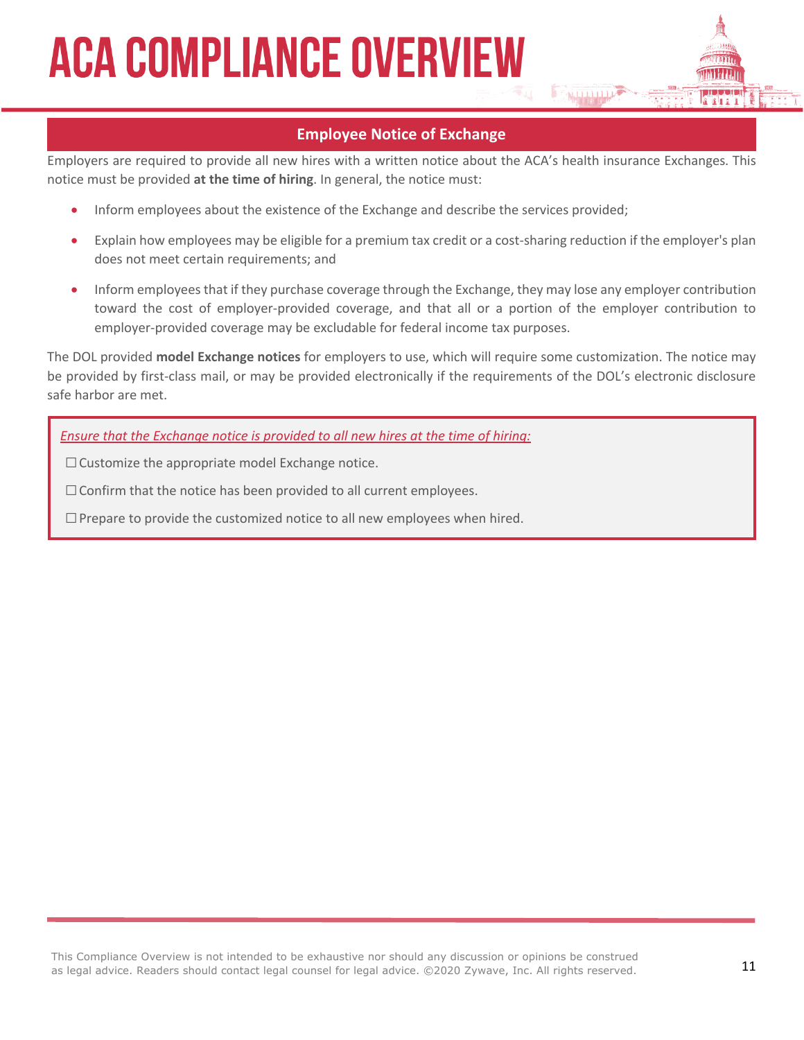## Employee Notice of Exchange

Employers are required to provide all new hires with a written notice about the ACA's health insurance Exchanges. This notice must be provided **at the time of hiring**. In general, the notice must:

- Inform employees about the existence of the Exchange and describe the services provided;
- Explain how employees may be eligible for a premium tax credit or a cost-sharing reduction if the employer's plan does not meet certain requirements; and
- Inform employees that if they purchase coverage through the Exchange, they may lose any employer contribution toward the cost of employer-provided coverage, and that all or a portion of the employer contribution to employer-provided coverage may be excludable for federal income tax purposes.

The DOL provided **model Exchange notices** for employers to use, which will require some customization. The notice may be provided by first-class mail, or may be provided electronically if the requirements of the DOL's electronic disclosure safe harbor are met.

*Ensure that the Exchange notice is provided to all new hires at the time of hiring:*

☐ Customize the appropriate model Exchange notice.

☐ Confirm that the notice has been provided to all current employees.

☐ Prepare to provide the customized notice to all new employees when hired.